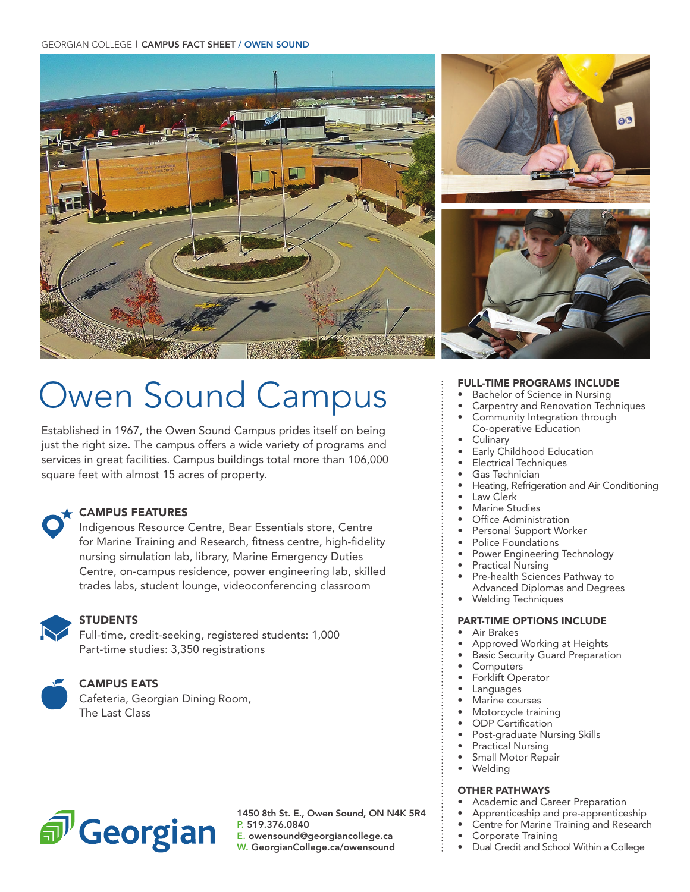GEORGIAN COLLEGE | **CAMPUS FACT SHEET / OWEN SOUND**

# Owen Sound Campus

Established in 1967, the Owen Sound Campus prides itself on being just the right size. The campus offers a wide variety of programs and services in great facilities. Campus buildings total more than 106,000 square feet with almost 15 acres of property.

### CAMPUS FEATURES

Indigenous Resource Centre, Bear Essentials store, Centre for Marine Training and Research, fitness centre, high-fidelity nursing simulation lab, library, Marine Emergency Duties Centre, on-campus residence, power engineering lab, skilled trades labs, student lounge, videoconferencing classroom

### STUDENTS

Full-time, credit-seeking, registered students: 1,000
Part-time studies: 3,350 registrations

### CAMPUS EATS

Cafeteria, Georgian Dining Room,
The Last Class

### FULL-TIME PROGRAMS INCLUDE

- Bachelor of Science in Nursing
- Carpentry and Renovation Techniques
- Community Integration through Co-operative Education
- Culinary
- Early Childhood Education
- Electrical Techniques
- Gas Technician
- Heating, Refrigeration and Air Conditioning
- Law Clerk
- Marine Studies
- Office Administration
- Personal Support Worker
- Police Foundations
- Power Engineering Technology
- Practical Nursing
- Pre-health Sciences Pathway to Advanced Diplomas and Degrees
- Welding Techniques

### PART-TIME OPTIONS INCLUDE

- Air Brakes
- Approved Working at Heights
- Basic Security Guard Preparation
- Computers
- Forklift Operator
- Languages
- Marine courses
- Motorcycle training
- ODP Certification
- Post-graduate Nursing Skills
- Practical Nursing
- Small Motor Repair
- Welding

### OTHER PATHWAYS

- Academic and Career Preparation
- Apprenticeship and pre-apprenticeship
- Centre for Marine Training and Research
- Corporate Training
- Dual Credit and School Within a College

**Georgian**

**1450 8th St. E., Owen Sound, ON N4K 5R4**
P. **519.376.0840**
E. **owensound@georgiancollege.ca**
W. **GeorgianCollege.ca/owensound**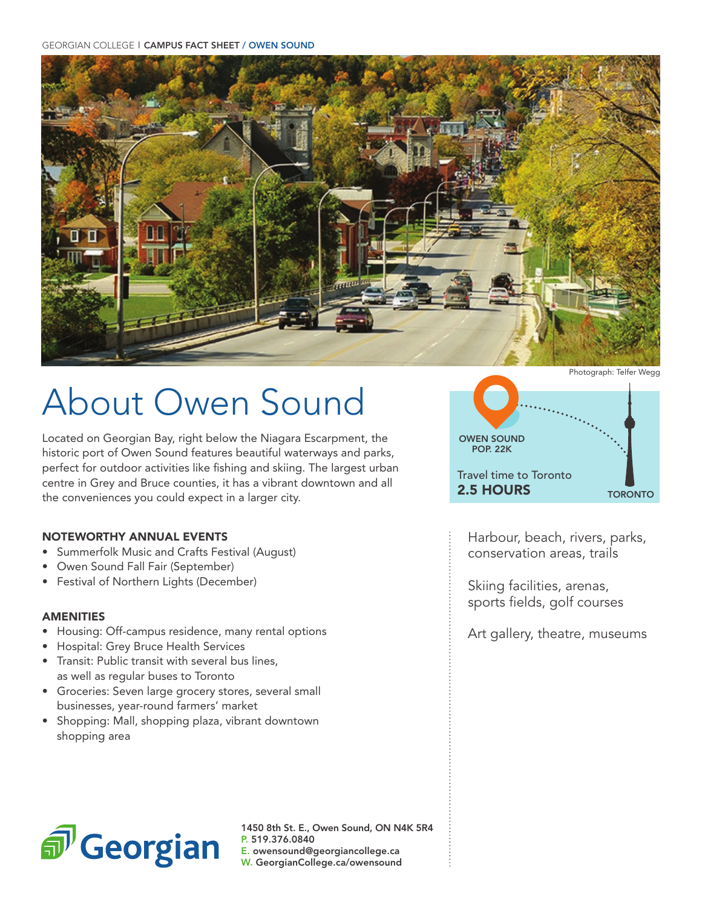GEORGIAN COLLEGE | **CAMPUS FACT SHEET / OWEN SOUND**

Photograph: Telfer Wegg

# About Owen Sound

Located on Georgian Bay, right below the Niagara Escarpment, the historic port of Owen Sound features beautiful waterways and parks, perfect for outdoor activities like fishing and skiing. The largest urban centre in Grey and Bruce counties, it has a vibrant downtown and all the conveniences you could expect in a larger city.

OWEN SOUND
POP. 22K

Travel time to Toronto
**2.5 HOURS**

TORONTO

### NOTEWORTHY ANNUAL EVENTS

- Summerfolk Music and Crafts Festival (August)
- Owen Sound Fall Fair (September)
- Festival of Northern Lights (December)

### AMENITIES

- Housing: Off-campus residence, many rental options
- Hospital: Grey Bruce Health Services
- Transit: Public transit with several bus lines, as well as regular buses to Toronto
- Groceries: Seven large grocery stores, several small businesses, year-round farmers' market
- Shopping: Mall, shopping plaza, vibrant downtown shopping area

Harbour, beach, rivers, parks, conservation areas, trails

Skiing facilities, arenas, sports fields, golf courses

Art gallery, theatre, museums

Georgian

**1450 8th St. E., Owen Sound, ON N4K 5R4**
**P. 519.376.0840**
**E. owensound@georgiancollege.ca**
**W. GeorgianCollege.ca/owensound**